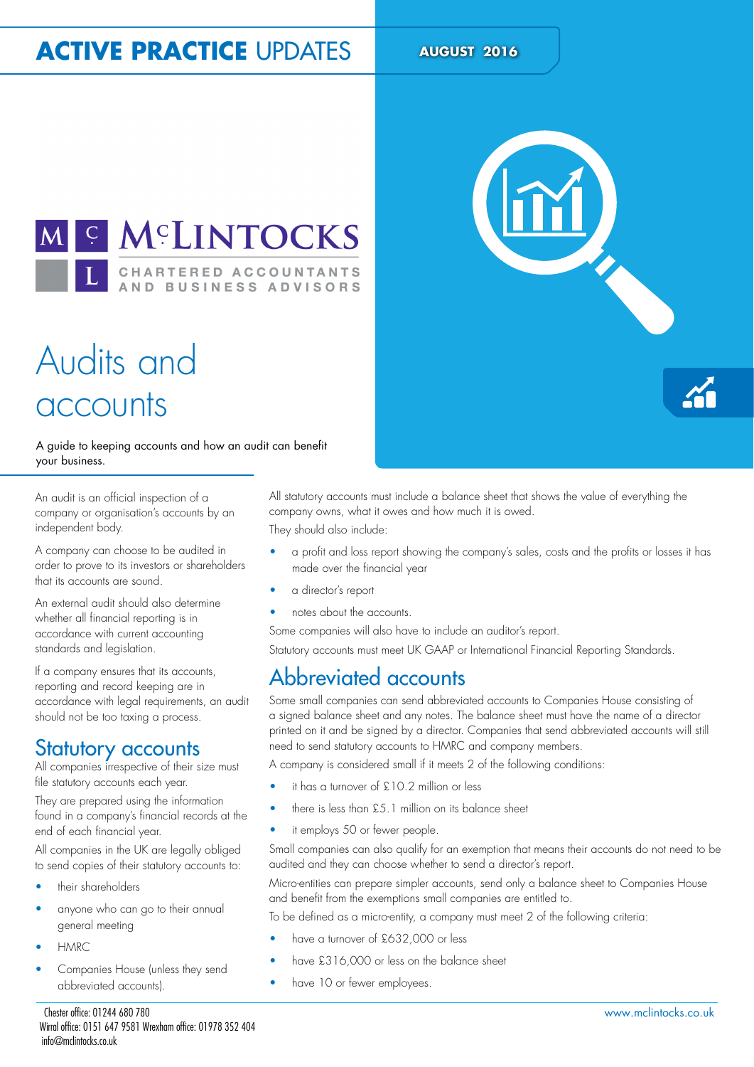# ACTIVE PRACTICE UPDATES

**AUGUST 2016**

McLINTOCKS
CHARTERED ACCOUNTANTS AND BUSINESS ADVISORS

# Audits and accounts

A guide to keeping accounts and how an audit can benefit your business.

An audit is an official inspection of a company or organisation's accounts by an independent body.

A company can choose to be audited in order to prove to its investors or shareholders that its accounts are sound.

An external audit should also determine whether all financial reporting is in accordance with current accounting standards and legislation.

If a company ensures that its accounts, reporting and record keeping are in accordance with legal requirements, an audit should not be too taxing a process.

## Statutory accounts

All companies irrespective of their size must file statutory accounts each year.

They are prepared using the information found in a company's financial records at the end of each financial year.

All companies in the UK are legally obliged to send copies of their statutory accounts to:

- their shareholders
- anyone who can go to their annual general meeting
- HMRC
- Companies House (unless they send abbreviated accounts).

All statutory accounts must include a balance sheet that shows the value of everything the company owns, what it owes and how much it is owed.

They should also include:

- a profit and loss report showing the company's sales, costs and the profits or losses it has made over the financial year
- a director's report
- notes about the accounts.

Some companies will also have to include an auditor's report.

Statutory accounts must meet UK GAAP or International Financial Reporting Standards.

## Abbreviated accounts

Some small companies can send abbreviated accounts to Companies House consisting of a signed balance sheet and any notes. The balance sheet must have the name of a director printed on it and be signed by a director. Companies that send abbreviated accounts will still need to send statutory accounts to HMRC and company members.

A company is considered small if it meets 2 of the following conditions:

- it has a turnover of £10.2 million or less
- there is less than £5.1 million on its balance sheet
- it employs 50 or fewer people.

Small companies can also qualify for an exemption that means their accounts do not need to be audited and they can choose whether to send a director's report.

Micro-entities can prepare simpler accounts, send only a balance sheet to Companies House and benefit from the exemptions small companies are entitled to.

To be defined as a micro-entity, a company must meet 2 of the following criteria:

- have a turnover of £632,000 or less
- have £316,000 or less on the balance sheet
- have 10 or fewer employees.

Chester office: 01244 680 780
Wirral office: 0151 647 9581 Wrexham office: 01978 352 404
info@mclintocks.co.uk

www.mclintocks.co.uk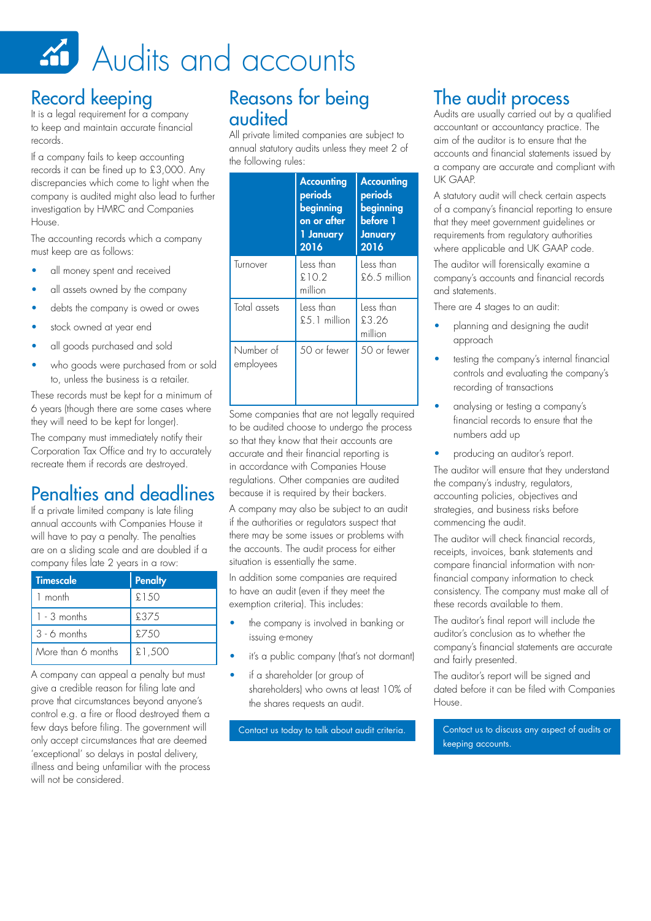# Audits and accounts

## Record keeping

It is a legal requirement for a company to keep and maintain accurate financial records.

If a company fails to keep accounting records it can be fined up to £3,000. Any discrepancies which come to light when the company is audited might also lead to further investigation by HMRC and Companies House.

The accounting records which a company must keep are as follows:

- all money spent and received
- all assets owned by the company
- debts the company is owed or owes
- stock owned at year end
- all goods purchased and sold
- who goods were purchased from or sold to, unless the business is a retailer.

These records must be kept for a minimum of 6 years (though there are some cases where they will need to be kept for longer).

The company must immediately notify their Corporation Tax Office and try to accurately recreate them if records are destroyed.

## Penalties and deadlines

If a private limited company is late filing annual accounts with Companies House it will have to pay a penalty. The penalties are on a sliding scale and are doubled if a company files late 2 years in a row:

| Timescale | Penalty |
|---|---|
| 1 month | £150 |
| 1 - 3 months | £375 |
| 3 - 6 months | £750 |
| More than 6 months | £1,500 |

A company can appeal a penalty but must give a credible reason for filing late and prove that circumstances beyond anyone's control e.g. a fire or flood destroyed them a few days before filing. The government will only accept circumstances that are deemed 'exceptional' so delays in postal delivery, illness and being unfamiliar with the process will not be considered.

## Reasons for being audited

All private limited companies are subject to annual statutory audits unless they meet 2 of the following rules:

| | Accounting periods beginning on or after 1 January 2016 | Accounting periods beginning before 1 January 2016 |
|---|---|---|
| Turnover | Less than £10.2 million | Less than £6.5 million |
| Total assets | Less than £5.1 million | Less than £3.26 million |
| Number of employees | 50 or fewer | 50 or fewer |

Some companies that are not legally required to be audited choose to undergo the process so that they know that their accounts are accurate and their financial reporting is in accordance with Companies House regulations. Other companies are audited because it is required by their backers.

A company may also be subject to an audit if the authorities or regulators suspect that there may be some issues or problems with the accounts. The audit process for either situation is essentially the same.

In addition some companies are required to have an audit (even if they meet the exemption criteria). This includes:

- the company is involved in banking or issuing e-money
- it's a public company (that's not dormant)
- if a shareholder (or group of shareholders) who owns at least 10% of the shares requests an audit.

Contact us today to talk about audit criteria.

## The audit process

Audits are usually carried out by a qualified accountant or accountancy practice. The aim of the auditor is to ensure that the accounts and financial statements issued by a company are accurate and compliant with UK GAAP.

A statutory audit will check certain aspects of a company's financial reporting to ensure that they meet government guidelines or requirements from regulatory authorities where applicable and UK GAAP code.

The auditor will forensically examine a company's accounts and financial records and statements.

There are 4 stages to an audit:

- planning and designing the audit approach
- testing the company's internal financial controls and evaluating the company's recording of transactions
- analysing or testing a company's financial records to ensure that the numbers add up
- producing an auditor's report.

The auditor will ensure that they understand the company's industry, regulators, accounting policies, objectives and strategies, and business risks before commencing the audit.

The auditor will check financial records, receipts, invoices, bank statements and compare financial information with non-financial company information to check consistency. The company must make all of these records available to them.

The auditor's final report will include the auditor's conclusion as to whether the company's financial statements are accurate and fairly presented.

The auditor's report will be signed and dated before it can be filed with Companies House.

Contact us to discuss any aspect of audits or keeping accounts.